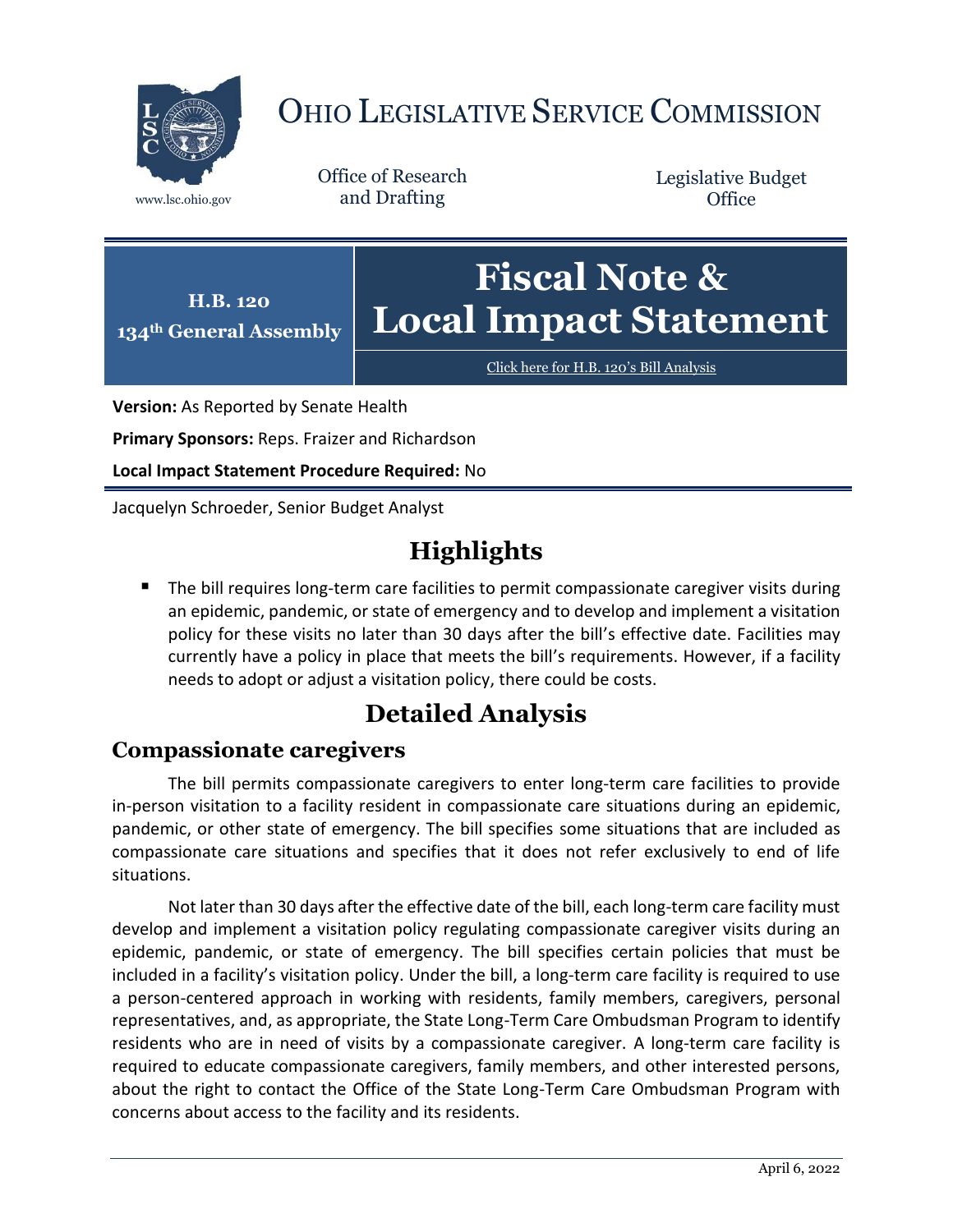# OHIO LEGISLATIVE SERVICE COMMISSION

www.lsc.ohio.gov

Office of Research and Drafting

Legislative Budget Office

**H.B. 120**
**134th General Assembly**

# Fiscal Note & Local Impact Statement

Click here for H.B. 120's Bill Analysis

**Version:** As Reported by Senate Health

**Primary Sponsors:** Reps. Fraizer and Richardson

**Local Impact Statement Procedure Required:** No

Jacquelyn Schroeder, Senior Budget Analyst

## Highlights

- The bill requires long-term care facilities to permit compassionate caregiver visits during an epidemic, pandemic, or state of emergency and to develop and implement a visitation policy for these visits no later than 30 days after the bill's effective date. Facilities may currently have a policy in place that meets the bill's requirements. However, if a facility needs to adopt or adjust a visitation policy, there could be costs.

## Detailed Analysis

### Compassionate caregivers

The bill permits compassionate caregivers to enter long-term care facilities to provide in-person visitation to a facility resident in compassionate care situations during an epidemic, pandemic, or other state of emergency. The bill specifies some situations that are included as compassionate care situations and specifies that it does not refer exclusively to end of life situations.

Not later than 30 days after the effective date of the bill, each long-term care facility must develop and implement a visitation policy regulating compassionate caregiver visits during an epidemic, pandemic, or state of emergency. The bill specifies certain policies that must be included in a facility's visitation policy. Under the bill, a long-term care facility is required to use a person-centered approach in working with residents, family members, caregivers, personal representatives, and, as appropriate, the State Long-Term Care Ombudsman Program to identify residents who are in need of visits by a compassionate caregiver. A long-term care facility is required to educate compassionate caregivers, family members, and other interested persons, about the right to contact the Office of the State Long-Term Care Ombudsman Program with concerns about access to the facility and its residents.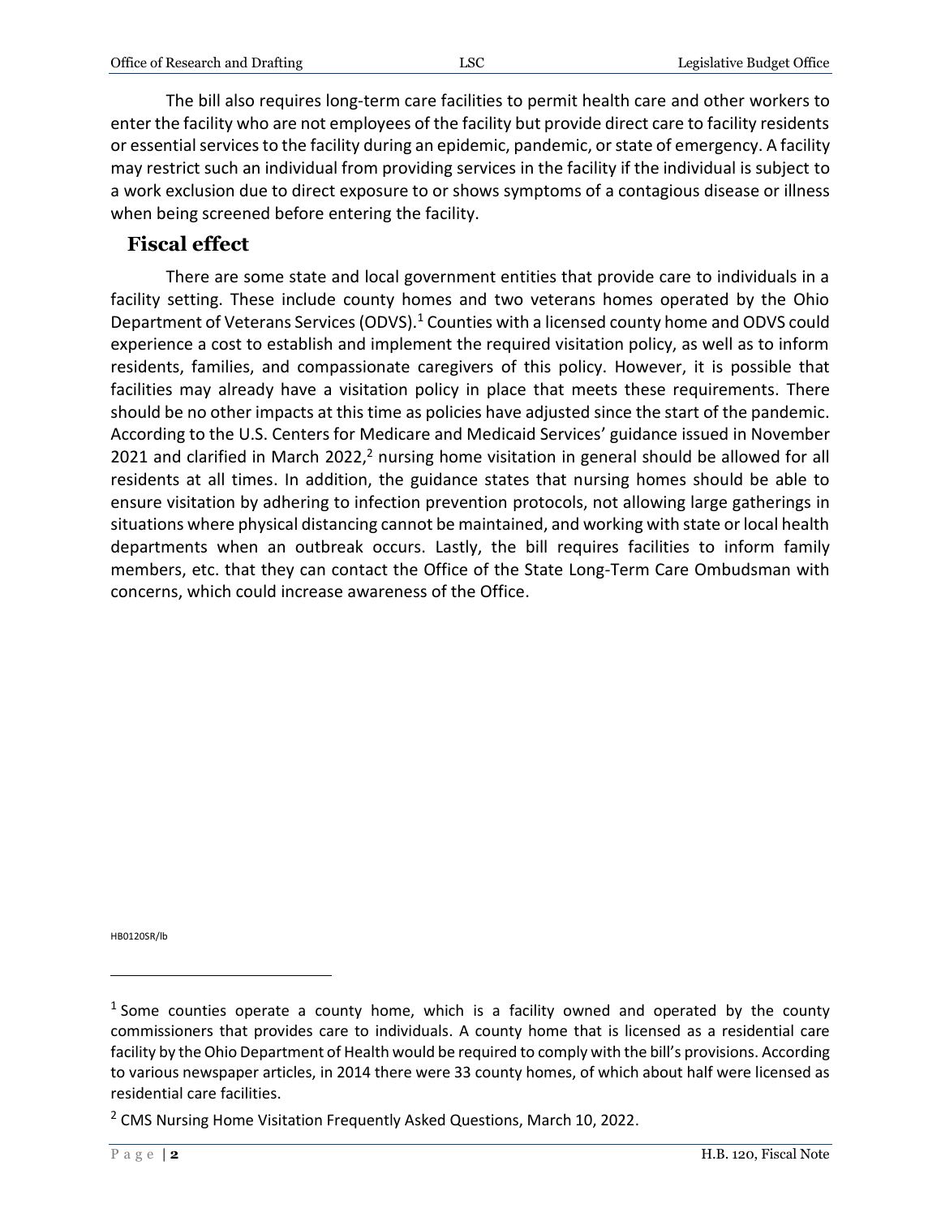The bill also requires long-term care facilities to permit health care and other workers to enter the facility who are not employees of the facility but provide direct care to facility residents or essential services to the facility during an epidemic, pandemic, or state of emergency. A facility may restrict such an individual from providing services in the facility if the individual is subject to a work exclusion due to direct exposure to or shows symptoms of a contagious disease or illness when being screened before entering the facility.

## Fiscal effect

There are some state and local government entities that provide care to individuals in a facility setting. These include county homes and two veterans homes operated by the Ohio Department of Veterans Services (ODVS).[1] Counties with a licensed county home and ODVS could experience a cost to establish and implement the required visitation policy, as well as to inform residents, families, and compassionate caregivers of this policy. However, it is possible that facilities may already have a visitation policy in place that meets these requirements. There should be no other impacts at this time as policies have adjusted since the start of the pandemic. According to the U.S. Centers for Medicare and Medicaid Services' guidance issued in November 2021 and clarified in March 2022,[2] nursing home visitation in general should be allowed for all residents at all times. In addition, the guidance states that nursing homes should be able to ensure visitation by adhering to infection prevention protocols, not allowing large gatherings in situations where physical distancing cannot be maintained, and working with state or local health departments when an outbreak occurs. Lastly, the bill requires facilities to inform family members, etc. that they can contact the Office of the State Long-Term Care Ombudsman with concerns, which could increase awareness of the Office.

HB0120SR/lb

[1] Some counties operate a county home, which is a facility owned and operated by the county commissioners that provides care to individuals. A county home that is licensed as a residential care facility by the Ohio Department of Health would be required to comply with the bill's provisions. According to various newspaper articles, in 2014 there were 33 county homes, of which about half were licensed as residential care facilities.

[2] CMS Nursing Home Visitation Frequently Asked Questions, March 10, 2022.